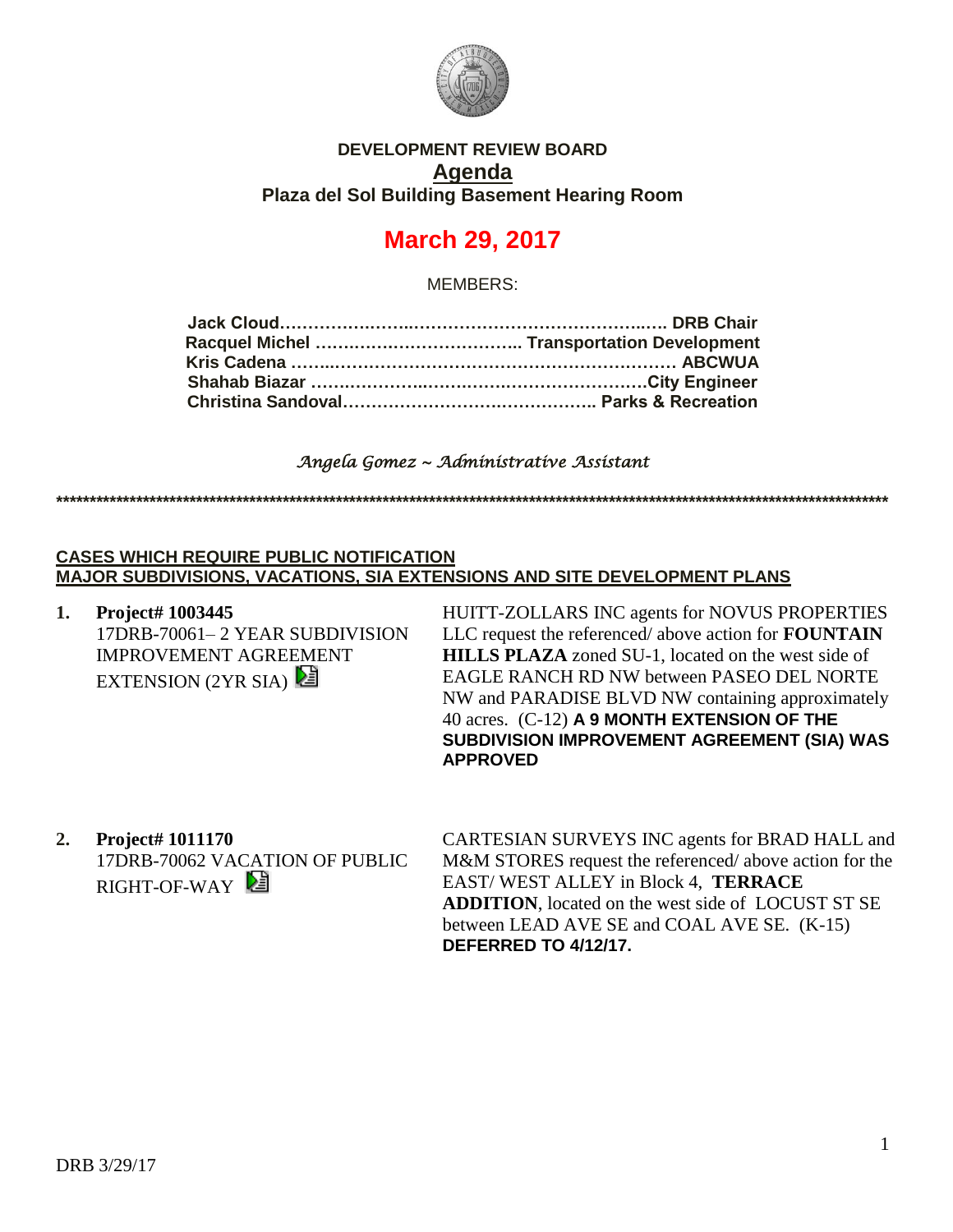# DEVELOPMENT REVIEW BOARD

## Agenda

### Plaza del Sol Building Basement Hearing Room

## March 29, 2017

MEMBERS:

**Jack Cloud……………………………………………………….. DRB Chair**
**Racquel Michel ……………………………….. Transportation Development**
**Kris Cadena ………………………………………………………… ABCWUA**
**Shahab Biazar ………………………………………………….City Engineer**
**Christina Sandoval…………………………………….. Parks & Recreation**

*Angela Gomez ~ Administrative Assistant*

**************************************************************************************************************************

**CASES WHICH REQUIRE PUBLIC NOTIFICATION**
**MAJOR SUBDIVISIONS, VACATIONS, SIA EXTENSIONS AND SITE DEVELOPMENT PLANS**

1. **Project# 1003445**
   17DRB-70061– 2 YEAR SUBDIVISION IMPROVEMENT AGREEMENT EXTENSION (2YR SIA)

   HUITT-ZOLLARS INC agents for NOVUS PROPERTIES LLC request the referenced/ above action for **FOUNTAIN HILLS PLAZA** zoned SU-1, located on the west side of EAGLE RANCH RD NW between PASEO DEL NORTE NW and PARADISE BLVD NW containing approximately 40 acres. (C-12) **A 9 MONTH EXTENSION OF THE SUBDIVISION IMPROVEMENT AGREEMENT (SIA) WAS APPROVED**

2. **Project# 1011170**
   17DRB-70062 VACATION OF PUBLIC RIGHT-OF-WAY

   CARTESIAN SURVEYS INC agents for BRAD HALL and M&M STORES request the referenced/ above action for the EAST/ WEST ALLEY in Block 4, **TERRACE ADDITION**, located on the west side of LOCUST ST SE between LEAD AVE SE and COAL AVE SE. (K-15) **DEFERRED TO 4/12/17.**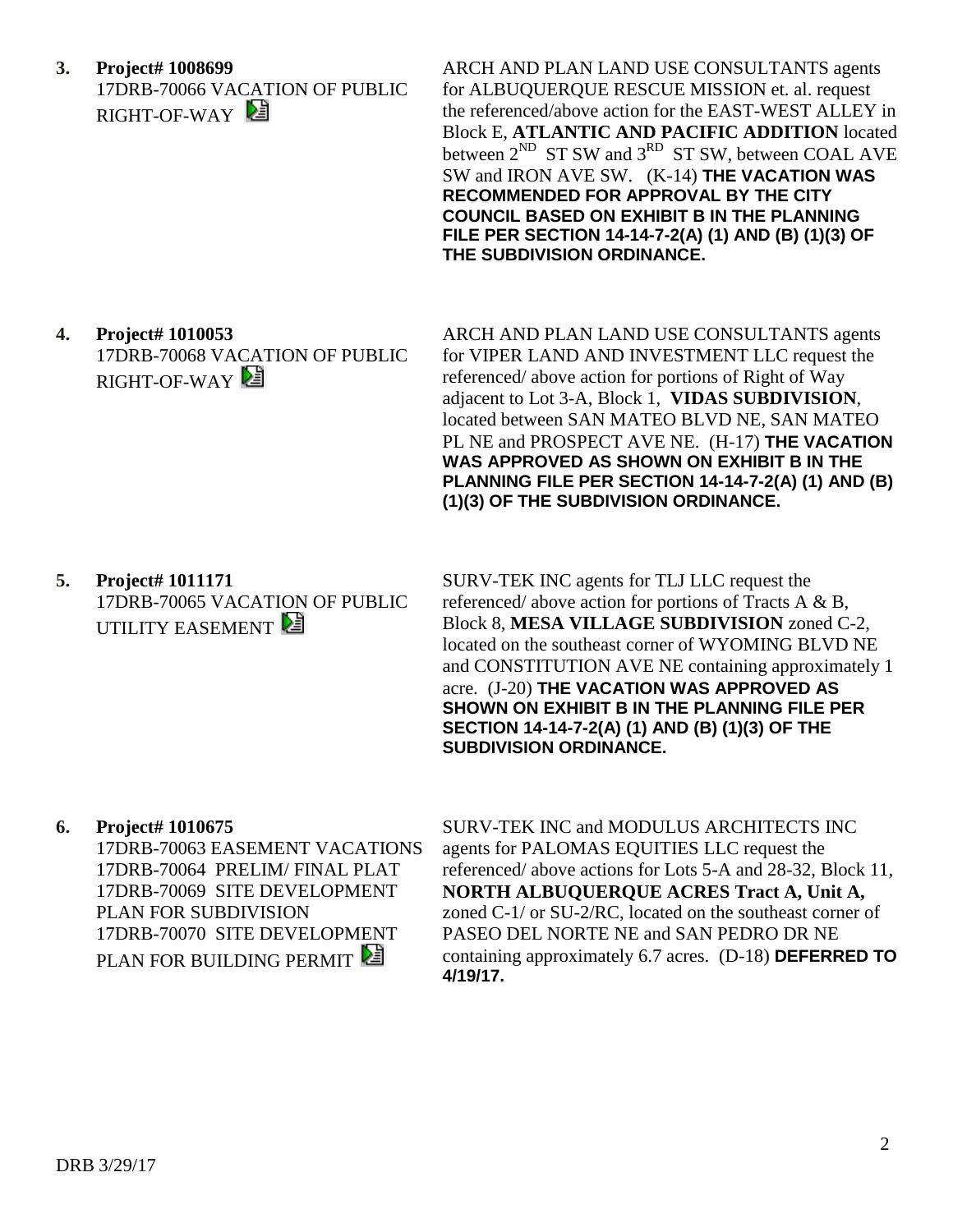3. **Project# 1008699**
17DRB-70066 VACATION OF PUBLIC RIGHT-OF-WAY

ARCH AND PLAN LAND USE CONSULTANTS agents for ALBUQUERQUE RESCUE MISSION et. al. request the referenced/above action for the EAST-WEST ALLEY in Block E, **ATLANTIC AND PACIFIC ADDITION** located between 2ND ST SW and 3RD ST SW, between COAL AVE SW and IRON AVE SW. (K-14) **THE VACATION WAS RECOMMENDED FOR APPROVAL BY THE CITY COUNCIL BASED ON EXHIBIT B IN THE PLANNING FILE PER SECTION 14-14-7-2(A) (1) AND (B) (1)(3) OF THE SUBDIVISION ORDINANCE.**

4. **Project# 1010053**
17DRB-70068 VACATION OF PUBLIC RIGHT-OF-WAY

ARCH AND PLAN LAND USE CONSULTANTS agents for VIPER LAND AND INVESTMENT LLC request the referenced/ above action for portions of Right of Way adjacent to Lot 3-A, Block 1, **VIDAS SUBDIVISION**, located between SAN MATEO BLVD NE, SAN MATEO PL NE and PROSPECT AVE NE. (H-17) **THE VACATION WAS APPROVED AS SHOWN ON EXHIBIT B IN THE PLANNING FILE PER SECTION 14-14-7-2(A) (1) AND (B) (1)(3) OF THE SUBDIVISION ORDINANCE.**

5. **Project# 1011171**
17DRB-70065 VACATION OF PUBLIC UTILITY EASEMENT

SURV-TEK INC agents for TLJ LLC request the referenced/ above action for portions of Tracts A & B, Block 8, **MESA VILLAGE SUBDIVISION** zoned C-2, located on the southeast corner of WYOMING BLVD NE and CONSTITUTION AVE NE containing approximately 1 acre. (J-20) **THE VACATION WAS APPROVED AS SHOWN ON EXHIBIT B IN THE PLANNING FILE PER SECTION 14-14-7-2(A) (1) AND (B) (1)(3) OF THE SUBDIVISION ORDINANCE.**

6. **Project# 1010675**
17DRB-70063 EASEMENT VACATIONS
17DRB-70064 PRELIM/ FINAL PLAT
17DRB-70069 SITE DEVELOPMENT PLAN FOR SUBDIVISION
17DRB-70070 SITE DEVELOPMENT PLAN FOR BUILDING PERMIT

SURV-TEK INC and MODULUS ARCHITECTS INC agents for PALOMAS EQUITIES LLC request the referenced/ above actions for Lots 5-A and 28-32, Block 11, **NORTH ALBUQUERQUE ACRES Tract A, Unit A,** zoned C-1/ or SU-2/RC, located on the southeast corner of PASEO DEL NORTE NE and SAN PEDRO DR NE containing approximately 6.7 acres. (D-18) **DEFERRED TO 4/19/17.**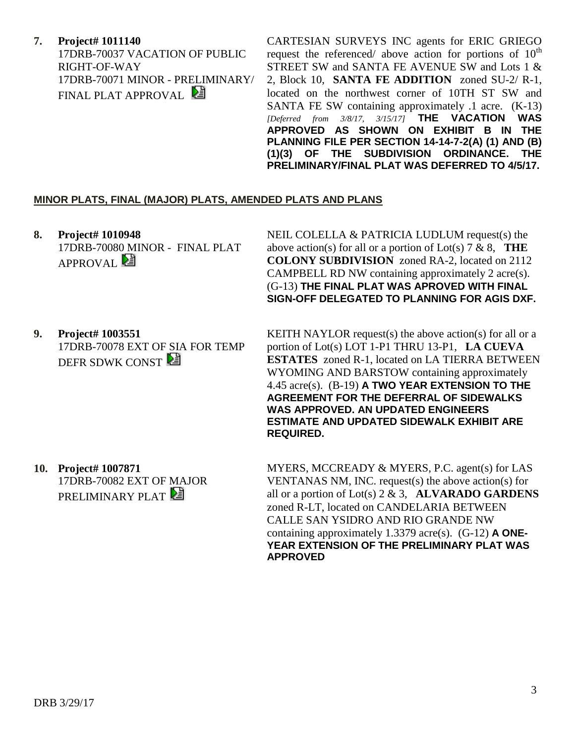**7. Project# 1011140**
17DRB-70037 VACATION OF PUBLIC RIGHT-OF-WAY
17DRB-70071 MINOR - PRELIMINARY/ FINAL PLAT APPROVAL

CARTESIAN SURVEYS INC agents for ERIC GRIEGO request the referenced/ above action for portions of 10th STREET SW and SANTA FE AVENUE SW and Lots 1 & 2, Block 10, **SANTA FE ADDITION** zoned SU-2/ R-1, located on the northwest corner of 10TH ST SW and SANTA FE SW containing approximately .1 acre. (K-13) *[Deferred from 3/8/17, 3/15/17]* **THE VACATION WAS APPROVED AS SHOWN ON EXHIBIT B IN THE PLANNING FILE PER SECTION 14-14-7-2(A) (1) AND (B) (1)(3) OF THE SUBDIVISION ORDINANCE. THE PRELIMINARY/FINAL PLAT WAS DEFERRED TO 4/5/17.**

**MINOR PLATS, FINAL (MAJOR) PLATS, AMENDED PLATS AND PLANS**

**8. Project# 1010948**
17DRB-70080 MINOR - FINAL PLAT APPROVAL

NEIL COLELLA & PATRICIA LUDLUM request(s) the above action(s) for all or a portion of Lot(s) 7 & 8, **THE COLONY SUBDIVISION** zoned RA-2, located on 2112 CAMPBELL RD NW containing approximately 2 acre(s). (G-13) **THE FINAL PLAT WAS APROVED WITH FINAL SIGN-OFF DELEGATED TO PLANNING FOR AGIS DXF.**

**9. Project# 1003551**
17DRB-70078 EXT OF SIA FOR TEMP DEFR SDWK CONST

KEITH NAYLOR request(s) the above action(s) for all or a portion of Lot(s) LOT 1-P1 THRU 13-P1, **LA CUEVA ESTATES** zoned R-1, located on LA TIERRA BETWEEN WYOMING AND BARSTOW containing approximately 4.45 acre(s). (B-19) **A TWO YEAR EXTENSION TO THE AGREEMENT FOR THE DEFERRAL OF SIDEWALKS WAS APPROVED. AN UPDATED ENGINEERS ESTIMATE AND UPDATED SIDEWALK EXHIBIT ARE REQUIRED.**

**10. Project# 1007871**
17DRB-70082 EXT OF MAJOR PRELIMINARY PLAT

MYERS, MCCREADY & MYERS, P.C. agent(s) for LAS VENTANAS NM, INC. request(s) the above action(s) for all or a portion of Lot(s) 2 & 3, **ALVARADO GARDENS** zoned R-LT, located on CANDELARIA BETWEEN CALLE SAN YSIDRO AND RIO GRANDE NW containing approximately 1.3379 acre(s). (G-12) **A ONE-YEAR EXTENSION OF THE PRELIMINARY PLAT WAS APPROVED**

DRB 3/29/17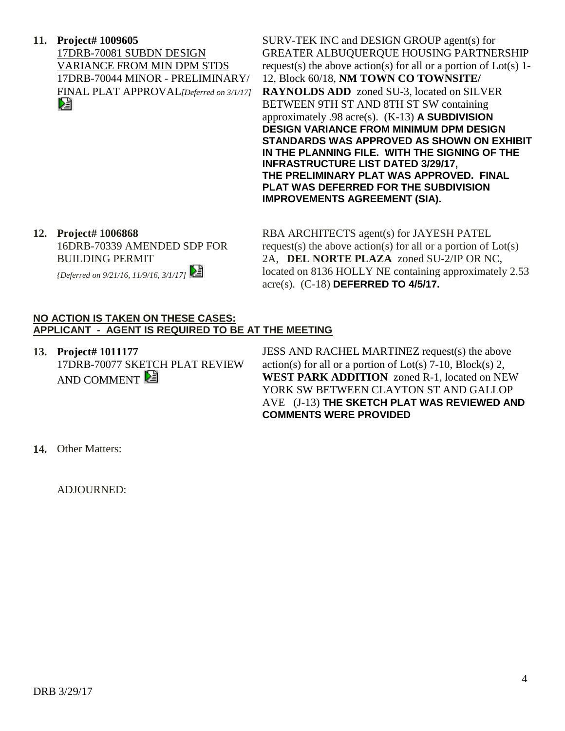**11. Project# 1009605**
17DRB-70081 SUBDN DESIGN VARIANCE FROM MIN DPM STDS
17DRB-70044 MINOR - PRELIMINARY/ FINAL PLAT APPROVAL *[Deferred on 3/1/17]*

SURV-TEK INC and DESIGN GROUP agent(s) for GREATER ALBUQUERQUE HOUSING PARTNERSHIP request(s) the above action(s) for all or a portion of Lot(s) 1-12, Block 60/18, **NM TOWN CO TOWNSITE/ RAYNOLDS ADD** zoned SU-3, located on SILVER BETWEEN 9TH ST AND 8TH ST SW containing approximately .98 acre(s). (K-13) **A SUBDIVISION DESIGN VARIANCE FROM MINIMUM DPM DESIGN STANDARDS WAS APPROVED AS SHOWN ON EXHIBIT IN THE PLANNING FILE. WITH THE SIGNING OF THE INFRASTRUCTURE LIST DATED 3/29/17, THE PRELIMINARY PLAT WAS APPROVED. FINAL PLAT WAS DEFERRED FOR THE SUBDIVISION IMPROVEMENTS AGREEMENT (SIA).**

**12. Project# 1006868**
16DRB-70339 AMENDED SDP FOR BUILDING PERMIT
*{Deferred on 9/21/16, 11/9/16, 3/1/17}*

RBA ARCHITECTS agent(s) for JAYESH PATEL request(s) the above action(s) for all or a portion of Lot(s) 2A, **DEL NORTE PLAZA** zoned SU-2/IP OR NC, located on 8136 HOLLY NE containing approximately 2.53 acre(s). (C-18) **DEFERRED TO 4/5/17.**

**NO ACTION IS TAKEN ON THESE CASES:**
**APPLICANT - AGENT IS REQUIRED TO BE AT THE MEETING**

**13. Project# 1011177**
17DRB-70077 SKETCH PLAT REVIEW AND COMMENT

JESS AND RACHEL MARTINEZ request(s) the above action(s) for all or a portion of Lot(s) 7-10, Block(s) 2, **WEST PARK ADDITION** zoned R-1, located on NEW YORK SW BETWEEN CLAYTON ST AND GALLOP AVE (J-13) **THE SKETCH PLAT WAS REVIEWED AND COMMENTS WERE PROVIDED**

**14.** Other Matters:

ADJOURNED:

DRB 3/29/17